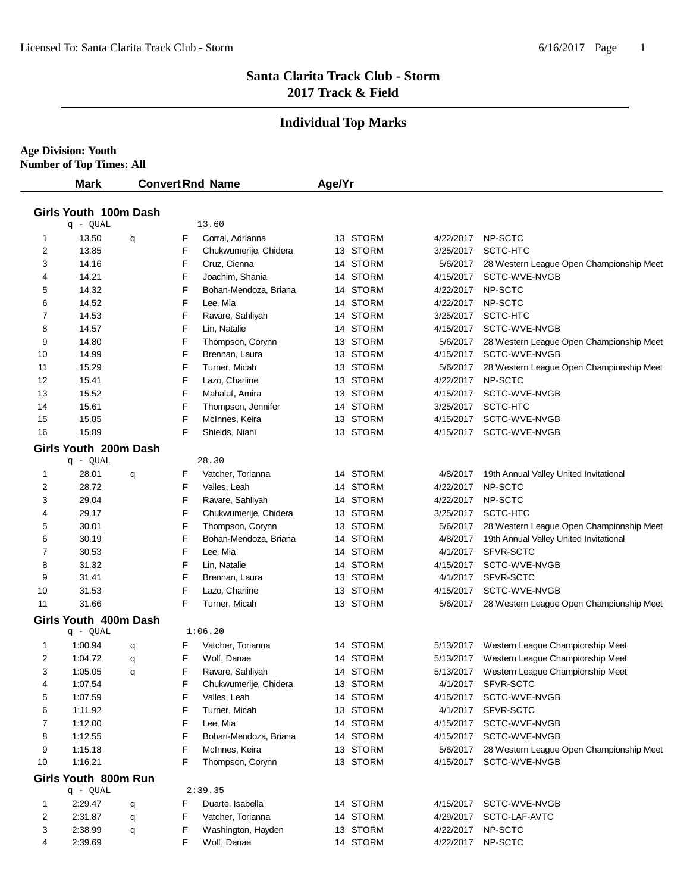# Santa Clarita Track Club - Storm
## 2017 Track & Field

## Individual Top Marks

**Age Division: Youth**
**Number of Top Times: All**

### Girls Youth 100m Dash

q - QUAL 13.60

| | Mark | Convert | Rnd | Name | Age/Yr | | | |
|---|---|---|---|---|---|---|---|---|
| 1 | 13.50 | q | F | Corral, Adrianna | 13 | STORM | 4/22/2017 | NP-SCTC |
| 2 | 13.85 | | F | Chukwumerije, Chidera | 13 | STORM | 3/25/2017 | SCTC-HTC |
| 3 | 14.16 | | F | Cruz, Cienna | 14 | STORM | 5/6/2017 | 28 Western League Open Championship Meet |
| 4 | 14.21 | | F | Joachim, Shania | 14 | STORM | 4/15/2017 | SCTC-WVE-NVGB |
| 5 | 14.32 | | F | Bohan-Mendoza, Briana | 14 | STORM | 4/22/2017 | NP-SCTC |
| 6 | 14.52 | | F | Lee, Mia | 14 | STORM | 4/22/2017 | NP-SCTC |
| 7 | 14.53 | | F | Ravare, Sahliyah | 14 | STORM | 3/25/2017 | SCTC-HTC |
| 8 | 14.57 | | F | Lin, Natalie | 14 | STORM | 4/15/2017 | SCTC-WVE-NVGB |
| 9 | 14.80 | | F | Thompson, Corynn | 13 | STORM | 5/6/2017 | 28 Western League Open Championship Meet |
| 10 | 14.99 | | F | Brennan, Laura | 13 | STORM | 4/15/2017 | SCTC-WVE-NVGB |
| 11 | 15.29 | | F | Turner, Micah | 13 | STORM | 5/6/2017 | 28 Western League Open Championship Meet |
| 12 | 15.41 | | F | Lazo, Charline | 13 | STORM | 4/22/2017 | NP-SCTC |
| 13 | 15.52 | | F | Mahaluf, Amira | 13 | STORM | 4/15/2017 | SCTC-WVE-NVGB |
| 14 | 15.61 | | F | Thompson, Jennifer | 14 | STORM | 3/25/2017 | SCTC-HTC |
| 15 | 15.85 | | F | McInnes, Keira | 13 | STORM | 4/15/2017 | SCTC-WVE-NVGB |
| 16 | 15.89 | | F | Shields, Niani | 13 | STORM | 4/15/2017 | SCTC-WVE-NVGB |

### Girls Youth 200m Dash

q - QUAL 28.30

| | Mark | Convert | Rnd | Name | Age/Yr | | | |
|---|---|---|---|---|---|---|---|---|
| 1 | 28.01 | q | F | Vatcher, Torianna | 14 | STORM | 4/8/2017 | 19th Annual Valley United Invitational |
| 2 | 28.72 | | F | Valles, Leah | 14 | STORM | 4/22/2017 | NP-SCTC |
| 3 | 29.04 | | F | Ravare, Sahliyah | 14 | STORM | 4/22/2017 | NP-SCTC |
| 4 | 29.17 | | F | Chukwumerije, Chidera | 13 | STORM | 3/25/2017 | SCTC-HTC |
| 5 | 30.01 | | F | Thompson, Corynn | 13 | STORM | 5/6/2017 | 28 Western League Open Championship Meet |
| 6 | 30.19 | | F | Bohan-Mendoza, Briana | 14 | STORM | 4/8/2017 | 19th Annual Valley United Invitational |
| 7 | 30.53 | | F | Lee, Mia | 14 | STORM | 4/1/2017 | SFVR-SCTC |
| 8 | 31.32 | | F | Lin, Natalie | 14 | STORM | 4/15/2017 | SCTC-WVE-NVGB |
| 9 | 31.41 | | F | Brennan, Laura | 13 | STORM | 4/1/2017 | SFVR-SCTC |
| 10 | 31.53 | | F | Lazo, Charline | 13 | STORM | 4/15/2017 | SCTC-WVE-NVGB |
| 11 | 31.66 | | F | Turner, Micah | 13 | STORM | 5/6/2017 | 28 Western League Open Championship Meet |

### Girls Youth 400m Dash

q - QUAL 1:06.20

| | Mark | Convert | Rnd | Name | Age/Yr | | | |
|---|---|---|---|---|---|---|---|---|
| 1 | 1:00.94 | q | F | Vatcher, Torianna | 14 | STORM | 5/13/2017 | Western League Championship Meet |
| 2 | 1:04.72 | q | F | Wolf, Danae | 14 | STORM | 5/13/2017 | Western League Championship Meet |
| 3 | 1:05.05 | q | F | Ravare, Sahliyah | 14 | STORM | 5/13/2017 | Western League Championship Meet |
| 4 | 1:07.54 | | F | Chukwumerije, Chidera | 13 | STORM | 4/1/2017 | SFVR-SCTC |
| 5 | 1:07.59 | | F | Valles, Leah | 14 | STORM | 4/15/2017 | SCTC-WVE-NVGB |
| 6 | 1:11.92 | | F | Turner, Micah | 13 | STORM | 4/1/2017 | SFVR-SCTC |
| 7 | 1:12.00 | | F | Lee, Mia | 14 | STORM | 4/15/2017 | SCTC-WVE-NVGB |
| 8 | 1:12.55 | | F | Bohan-Mendoza, Briana | 14 | STORM | 4/15/2017 | SCTC-WVE-NVGB |
| 9 | 1:15.18 | | F | McInnes, Keira | 13 | STORM | 5/6/2017 | 28 Western League Open Championship Meet |
| 10 | 1:16.21 | | F | Thompson, Corynn | 13 | STORM | 4/15/2017 | SCTC-WVE-NVGB |

### Girls Youth 800m Run

q - QUAL 2:39.35

| | Mark | Convert | Rnd | Name | Age/Yr | | | |
|---|---|---|---|---|---|---|---|---|
| 1 | 2:29.47 | q | F | Duarte, Isabella | 14 | STORM | 4/15/2017 | SCTC-WVE-NVGB |
| 2 | 2:31.87 | q | F | Vatcher, Torianna | 14 | STORM | 4/29/2017 | SCTC-LAF-AVTC |
| 3 | 2:38.99 | q | F | Washington, Hayden | 13 | STORM | 4/22/2017 | NP-SCTC |
| 4 | 2:39.69 | | F | Wolf, Danae | 14 | STORM | 4/22/2017 | NP-SCTC |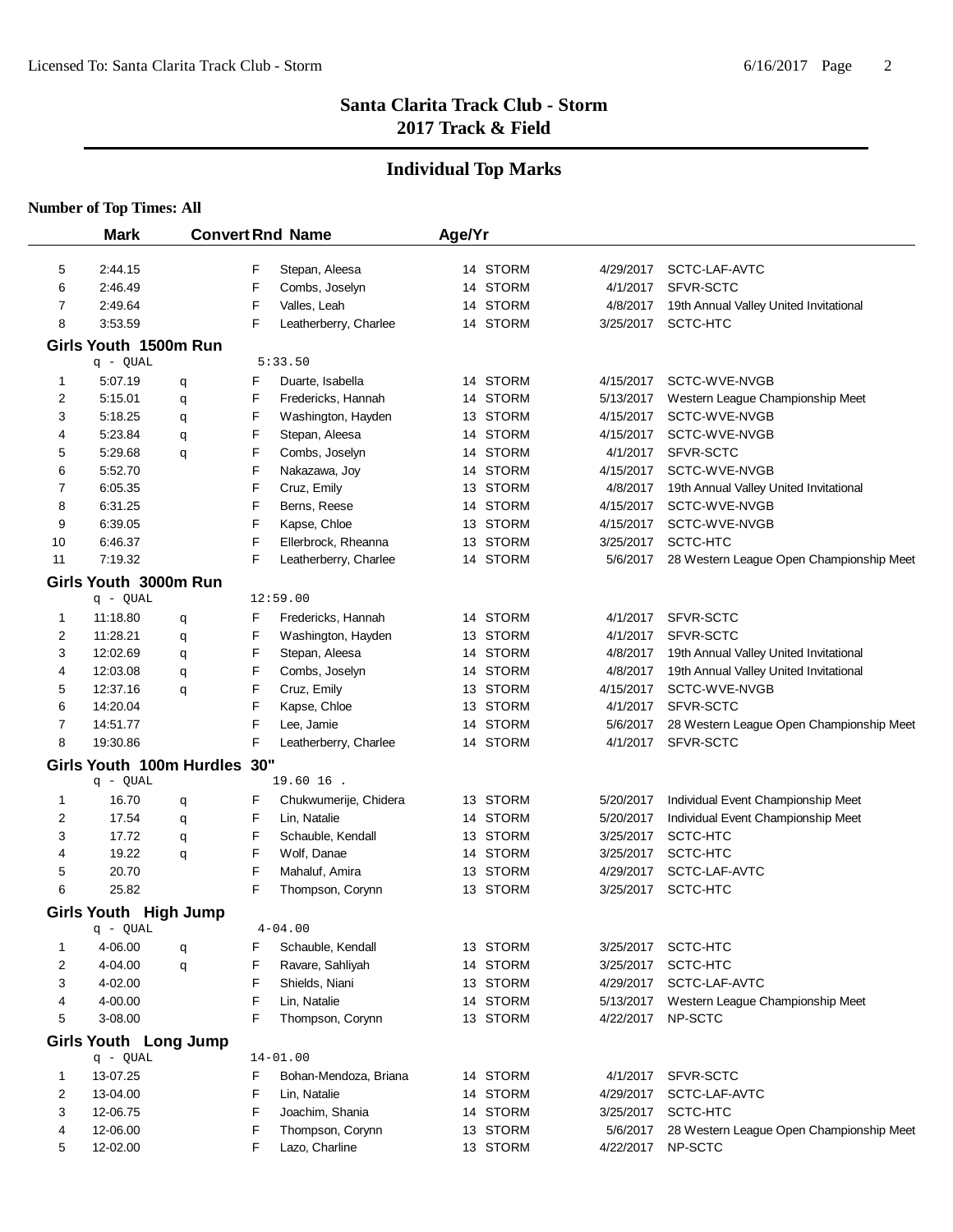# Santa Clarita Track Club - Storm
## 2017 Track & Field

## Individual Top Marks

**Number of Top Times: All**

| | Mark | Convert | Rnd | Name | Age/Yr | | | |
|---|---|---|---|---|---|---|---|---|
| 5 | 2:44.15 | | F | Stepan, Aleesa | 14 | STORM | 4/29/2017 | SCTC-LAF-AVTC |
| 6 | 2:46.49 | | F | Combs, Joselyn | 14 | STORM | 4/1/2017 | SFVR-SCTC |
| 7 | 2:49.64 | | F | Valles, Leah | 14 | STORM | 4/8/2017 | 19th Annual Valley United Invitational |
| 8 | 3:53.59 | | F | Leatherberry, Charlee | 14 | STORM | 3/25/2017 | SCTC-HTC |

**Girls Youth 1500m Run**

| | Mark | Convert | Rnd | Name | Age/Yr | | | |
|---|---|---|---|---|---|---|---|---|
| | q - QUAL | | 5:33.50 | | | | | |
| 1 | 5:07.19 | q | F | Duarte, Isabella | 14 | STORM | 4/15/2017 | SCTC-WVE-NVGB |
| 2 | 5:15.01 | q | F | Fredericks, Hannah | 14 | STORM | 5/13/2017 | Western League Championship Meet |
| 3 | 5:18.25 | q | F | Washington, Hayden | 13 | STORM | 4/15/2017 | SCTC-WVE-NVGB |
| 4 | 5:23.84 | q | F | Stepan, Aleesa | 14 | STORM | 4/15/2017 | SCTC-WVE-NVGB |
| 5 | 5:29.68 | q | F | Combs, Joselyn | 14 | STORM | 4/1/2017 | SFVR-SCTC |
| 6 | 5:52.70 | | F | Nakazawa, Joy | 14 | STORM | 4/15/2017 | SCTC-WVE-NVGB |
| 7 | 6:05.35 | | F | Cruz, Emily | 13 | STORM | 4/8/2017 | 19th Annual Valley United Invitational |
| 8 | 6:31.25 | | F | Berns, Reese | 14 | STORM | 4/15/2017 | SCTC-WVE-NVGB |
| 9 | 6:39.05 | | F | Kapse, Chloe | 13 | STORM | 4/15/2017 | SCTC-WVE-NVGB |
| 10 | 6:46.37 | | F | Ellerbrock, Rheanna | 13 | STORM | 3/25/2017 | SCTC-HTC |
| 11 | 7:19.32 | | F | Leatherberry, Charlee | 14 | STORM | 5/6/2017 | 28 Western League Open Championship Meet |

**Girls Youth 3000m Run**

| | Mark | Convert | Rnd | Name | Age/Yr | | | |
|---|---|---|---|---|---|---|---|---|
| | q - QUAL | | 12:59.00 | | | | | |
| 1 | 11:18.80 | q | F | Fredericks, Hannah | 14 | STORM | 4/1/2017 | SFVR-SCTC |
| 2 | 11:28.21 | q | F | Washington, Hayden | 13 | STORM | 4/1/2017 | SFVR-SCTC |
| 3 | 12:02.69 | q | F | Stepan, Aleesa | 14 | STORM | 4/8/2017 | 19th Annual Valley United Invitational |
| 4 | 12:03.08 | q | F | Combs, Joselyn | 14 | STORM | 4/8/2017 | 19th Annual Valley United Invitational |
| 5 | 12:37.16 | q | F | Cruz, Emily | 13 | STORM | 4/15/2017 | SCTC-WVE-NVGB |
| 6 | 14:20.04 | | F | Kapse, Chloe | 13 | STORM | 4/1/2017 | SFVR-SCTC |
| 7 | 14:51.77 | | F | Lee, Jamie | 14 | STORM | 5/6/2017 | 28 Western League Open Championship Meet |
| 8 | 19:30.86 | | F | Leatherberry, Charlee | 14 | STORM | 4/1/2017 | SFVR-SCTC |

**Girls Youth 100m Hurdles 30"**

| | Mark | Convert | Rnd | Name | Age/Yr | | | |
|---|---|---|---|---|---|---|---|---|
| | q - QUAL | | 19.60 16 . | | | | | |
| 1 | 16.70 | q | F | Chukwumerije, Chidera | 13 | STORM | 5/20/2017 | Individual Event Championship Meet |
| 2 | 17.54 | q | F | Lin, Natalie | 14 | STORM | 5/20/2017 | Individual Event Championship Meet |
| 3 | 17.72 | q | F | Schauble, Kendall | 13 | STORM | 3/25/2017 | SCTC-HTC |
| 4 | 19.22 | q | F | Wolf, Danae | 14 | STORM | 3/25/2017 | SCTC-HTC |
| 5 | 20.70 | | F | Mahaluf, Amira | 13 | STORM | 4/29/2017 | SCTC-LAF-AVTC |
| 6 | 25.82 | | F | Thompson, Corynn | 13 | STORM | 3/25/2017 | SCTC-HTC |

**Girls Youth High Jump**

| | Mark | Convert | Rnd | Name | Age/Yr | | | |
|---|---|---|---|---|---|---|---|---|
| | q - QUAL | | 4-04.00 | | | | | |
| 1 | 4-06.00 | q | F | Schauble, Kendall | 13 | STORM | 3/25/2017 | SCTC-HTC |
| 2 | 4-04.00 | q | F | Ravare, Sahliyah | 14 | STORM | 3/25/2017 | SCTC-HTC |
| 3 | 4-02.00 | | F | Shields, Niani | 13 | STORM | 4/29/2017 | SCTC-LAF-AVTC |
| 4 | 4-00.00 | | F | Lin, Natalie | 14 | STORM | 5/13/2017 | Western League Championship Meet |
| 5 | 3-08.00 | | F | Thompson, Corynn | 13 | STORM | 4/22/2017 | NP-SCTC |

**Girls Youth Long Jump**

| | Mark | Convert | Rnd | Name | Age/Yr | | | |
|---|---|---|---|---|---|---|---|---|
| | q - QUAL | | 14-01.00 | | | | | |
| 1 | 13-07.25 | | F | Bohan-Mendoza, Briana | 14 | STORM | 4/1/2017 | SFVR-SCTC |
| 2 | 13-04.00 | | F | Lin, Natalie | 14 | STORM | 4/29/2017 | SCTC-LAF-AVTC |
| 3 | 12-06.75 | | F | Joachim, Shania | 14 | STORM | 3/25/2017 | SCTC-HTC |
| 4 | 12-06.00 | | F | Thompson, Corynn | 13 | STORM | 5/6/2017 | 28 Western League Open Championship Meet |
| 5 | 12-02.00 | | F | Lazo, Charline | 13 | STORM | 4/22/2017 | NP-SCTC |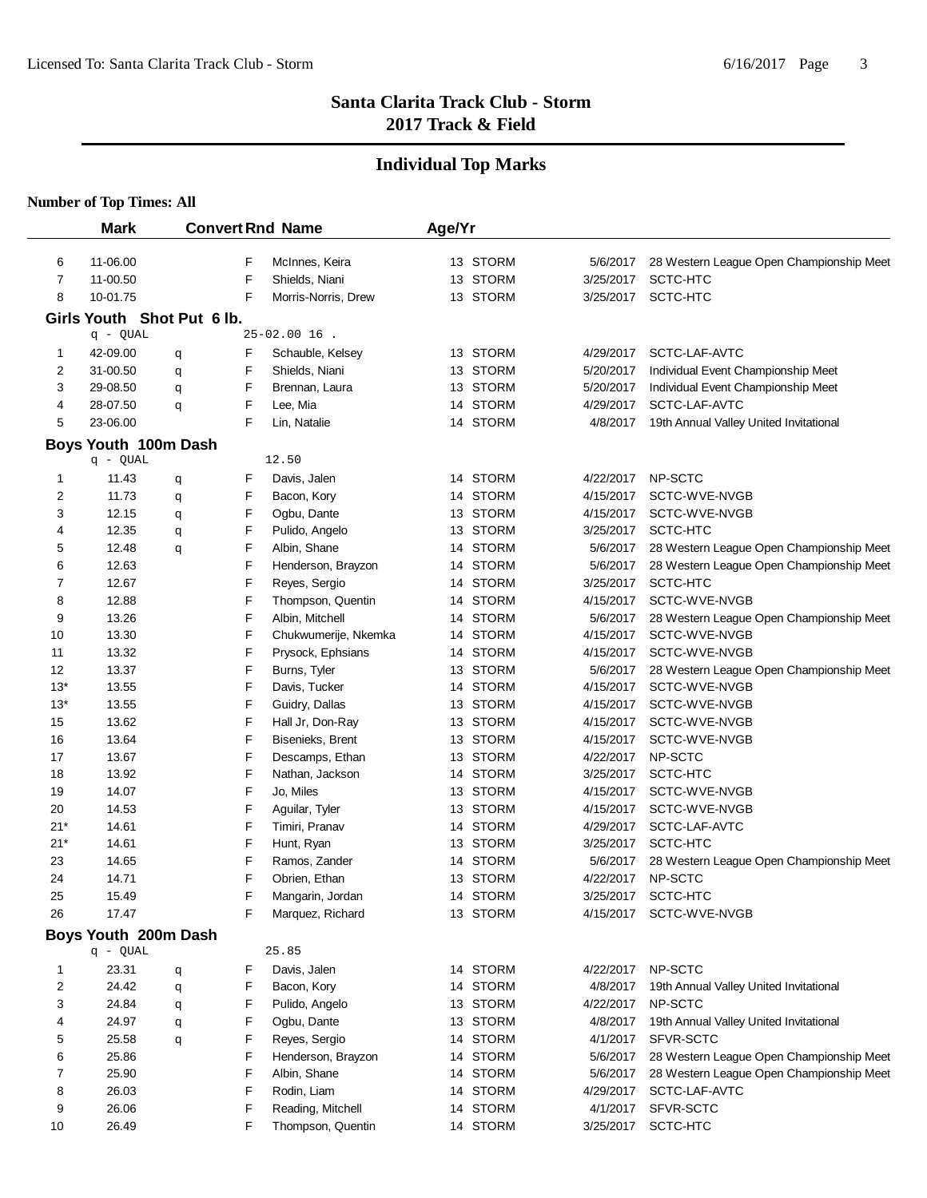# Santa Clarita Track Club - Storm
## 2017 Track & Field

## Individual Top Marks

**Number of Top Times: All**

| | Mark | Convert | Rnd | Name | Age/Yr | | Date | Meet |
|---|---|---|---|---|---|---|---|---|
| 6 | 11-06.00 | | F | McInnes, Keira | 13 | STORM | 5/6/2017 | 28 Western League Open Championship Meet |
| 7 | 11-00.50 | | F | Shields, Niani | 13 | STORM | 3/25/2017 | SCTC-HTC |
| 8 | 10-01.75 | | F | Morris-Norris, Drew | 13 | STORM | 3/25/2017 | SCTC-HTC |

### Girls Youth Shot Put 6 lb.

q - QUAL 25-02.00 16 .

| | Mark | Convert | Rnd | Name | Age/Yr | | Date | Meet |
|---|---|---|---|---|---|---|---|---|
| 1 | 42-09.00 | q | F | Schauble, Kelsey | 13 | STORM | 4/29/2017 | SCTC-LAF-AVTC |
| 2 | 31-00.50 | q | F | Shields, Niani | 13 | STORM | 5/20/2017 | Individual Event Championship Meet |
| 3 | 29-08.50 | q | F | Brennan, Laura | 13 | STORM | 5/20/2017 | Individual Event Championship Meet |
| 4 | 28-07.50 | q | F | Lee, Mia | 14 | STORM | 4/29/2017 | SCTC-LAF-AVTC |
| 5 | 23-06.00 | | F | Lin, Natalie | 14 | STORM | 4/8/2017 | 19th Annual Valley United Invitational |

### Boys Youth 100m Dash

q - QUAL 12.50

| | Mark | Convert | Rnd | Name | Age/Yr | | Date | Meet |
|---|---|---|---|---|---|---|---|---|
| 1 | 11.43 | q | F | Davis, Jalen | 14 | STORM | 4/22/2017 | NP-SCTC |
| 2 | 11.73 | q | F | Bacon, Kory | 14 | STORM | 4/15/2017 | SCTC-WVE-NVGB |
| 3 | 12.15 | q | F | Ogbu, Dante | 13 | STORM | 4/15/2017 | SCTC-WVE-NVGB |
| 4 | 12.35 | q | F | Pulido, Angelo | 13 | STORM | 3/25/2017 | SCTC-HTC |
| 5 | 12.48 | q | F | Albin, Shane | 14 | STORM | 5/6/2017 | 28 Western League Open Championship Meet |
| 6 | 12.63 | | F | Henderson, Brayzon | 14 | STORM | 5/6/2017 | 28 Western League Open Championship Meet |
| 7 | 12.67 | | F | Reyes, Sergio | 14 | STORM | 3/25/2017 | SCTC-HTC |
| 8 | 12.88 | | F | Thompson, Quentin | 14 | STORM | 4/15/2017 | SCTC-WVE-NVGB |
| 9 | 13.26 | | F | Albin, Mitchell | 14 | STORM | 5/6/2017 | 28 Western League Open Championship Meet |
| 10 | 13.30 | | F | Chukwumerije, Nkemka | 14 | STORM | 4/15/2017 | SCTC-WVE-NVGB |
| 11 | 13.32 | | F | Prysock, Ephsians | 14 | STORM | 4/15/2017 | SCTC-WVE-NVGB |
| 12 | 13.37 | | F | Burns, Tyler | 13 | STORM | 5/6/2017 | 28 Western League Open Championship Meet |
| 13* | 13.55 | | F | Davis, Tucker | 14 | STORM | 4/15/2017 | SCTC-WVE-NVGB |
| 13* | 13.55 | | F | Guidry, Dallas | 13 | STORM | 4/15/2017 | SCTC-WVE-NVGB |
| 15 | 13.62 | | F | Hall Jr, Don-Ray | 13 | STORM | 4/15/2017 | SCTC-WVE-NVGB |
| 16 | 13.64 | | F | Bisenieks, Brent | 13 | STORM | 4/15/2017 | SCTC-WVE-NVGB |
| 17 | 13.67 | | F | Descamps, Ethan | 13 | STORM | 4/22/2017 | NP-SCTC |
| 18 | 13.92 | | F | Nathan, Jackson | 14 | STORM | 3/25/2017 | SCTC-HTC |
| 19 | 14.07 | | F | Jo, Miles | 13 | STORM | 4/15/2017 | SCTC-WVE-NVGB |
| 20 | 14.53 | | F | Aguilar, Tyler | 13 | STORM | 4/15/2017 | SCTC-WVE-NVGB |
| 21* | 14.61 | | F | Timiri, Pranav | 14 | STORM | 4/29/2017 | SCTC-LAF-AVTC |
| 21* | 14.61 | | F | Hunt, Ryan | 13 | STORM | 3/25/2017 | SCTC-HTC |
| 23 | 14.65 | | F | Ramos, Zander | 14 | STORM | 5/6/2017 | 28 Western League Open Championship Meet |
| 24 | 14.71 | | F | Obrien, Ethan | 13 | STORM | 4/22/2017 | NP-SCTC |
| 25 | 15.49 | | F | Mangarin, Jordan | 14 | STORM | 3/25/2017 | SCTC-HTC |
| 26 | 17.47 | | F | Marquez, Richard | 13 | STORM | 4/15/2017 | SCTC-WVE-NVGB |

### Boys Youth 200m Dash

q - QUAL 25.85

| | Mark | Convert | Rnd | Name | Age/Yr | | Date | Meet |
|---|---|---|---|---|---|---|---|---|
| 1 | 23.31 | q | F | Davis, Jalen | 14 | STORM | 4/22/2017 | NP-SCTC |
| 2 | 24.42 | q | F | Bacon, Kory | 14 | STORM | 4/8/2017 | 19th Annual Valley United Invitational |
| 3 | 24.84 | q | F | Pulido, Angelo | 13 | STORM | 4/22/2017 | NP-SCTC |
| 4 | 24.97 | q | F | Ogbu, Dante | 13 | STORM | 4/8/2017 | 19th Annual Valley United Invitational |
| 5 | 25.58 | q | F | Reyes, Sergio | 14 | STORM | 4/1/2017 | SFVR-SCTC |
| 6 | 25.86 | | F | Henderson, Brayzon | 14 | STORM | 5/6/2017 | 28 Western League Open Championship Meet |
| 7 | 25.90 | | F | Albin, Shane | 14 | STORM | 5/6/2017 | 28 Western League Open Championship Meet |
| 8 | 26.03 | | F | Rodin, Liam | 14 | STORM | 4/29/2017 | SCTC-LAF-AVTC |
| 9 | 26.06 | | F | Reading, Mitchell | 14 | STORM | 4/1/2017 | SFVR-SCTC |
| 10 | 26.49 | | F | Thompson, Quentin | 14 | STORM | 3/25/2017 | SCTC-HTC |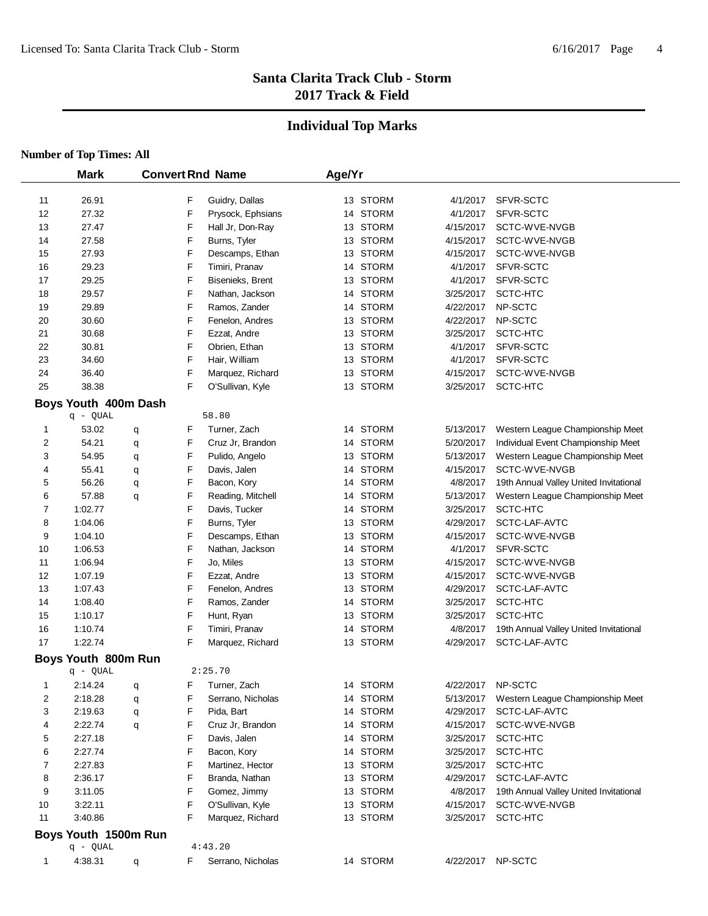## Santa Clarita Track Club - Storm
## 2017 Track & Field

## Individual Top Marks

**Number of Top Times: All**

| | Mark | Convert | Rnd | Name | Age/Yr | | | |
|---|---|---|---|---|---|---|---|---|
| 11 | 26.91 | | F | Guidry, Dallas | 13 | STORM | 4/1/2017 | SFVR-SCTC |
| 12 | 27.32 | | F | Prysock, Ephsians | 14 | STORM | 4/1/2017 | SFVR-SCTC |
| 13 | 27.47 | | F | Hall Jr, Don-Ray | 13 | STORM | 4/15/2017 | SCTC-WVE-NVGB |
| 14 | 27.58 | | F | Burns, Tyler | 13 | STORM | 4/15/2017 | SCTC-WVE-NVGB |
| 15 | 27.93 | | F | Descamps, Ethan | 13 | STORM | 4/15/2017 | SCTC-WVE-NVGB |
| 16 | 29.23 | | F | Timiri, Pranav | 14 | STORM | 4/1/2017 | SFVR-SCTC |
| 17 | 29.25 | | F | Bisenieks, Brent | 13 | STORM | 4/1/2017 | SFVR-SCTC |
| 18 | 29.57 | | F | Nathan, Jackson | 14 | STORM | 3/25/2017 | SCTC-HTC |
| 19 | 29.89 | | F | Ramos, Zander | 14 | STORM | 4/22/2017 | NP-SCTC |
| 20 | 30.60 | | F | Fenelon, Andres | 13 | STORM | 4/22/2017 | NP-SCTC |
| 21 | 30.68 | | F | Ezzat, Andre | 13 | STORM | 3/25/2017 | SCTC-HTC |
| 22 | 30.81 | | F | Obrien, Ethan | 13 | STORM | 4/1/2017 | SFVR-SCTC |
| 23 | 34.60 | | F | Hair, William | 13 | STORM | 4/1/2017 | SFVR-SCTC |
| 24 | 36.40 | | F | Marquez, Richard | 13 | STORM | 4/15/2017 | SCTC-WVE-NVGB |
| 25 | 38.38 | | F | O'Sullivan, Kyle | 13 | STORM | 3/25/2017 | SCTC-HTC |

### Boys Youth 400m Dash

q - QUAL 58.80

| | Mark | Convert | Rnd | Name | Age/Yr | | | |
|---|---|---|---|---|---|---|---|---|
| 1 | 53.02 | q | F | Turner, Zach | 14 | STORM | 5/13/2017 | Western League Championship Meet |
| 2 | 54.21 | q | F | Cruz Jr, Brandon | 14 | STORM | 5/20/2017 | Individual Event Championship Meet |
| 3 | 54.95 | q | F | Pulido, Angelo | 13 | STORM | 5/13/2017 | Western League Championship Meet |
| 4 | 55.41 | q | F | Davis, Jalen | 14 | STORM | 4/15/2017 | SCTC-WVE-NVGB |
| 5 | 56.26 | q | F | Bacon, Kory | 14 | STORM | 4/8/2017 | 19th Annual Valley United Invitational |
| 6 | 57.88 | q | F | Reading, Mitchell | 14 | STORM | 5/13/2017 | Western League Championship Meet |
| 7 | 1:02.77 | | F | Davis, Tucker | 14 | STORM | 3/25/2017 | SCTC-HTC |
| 8 | 1:04.06 | | F | Burns, Tyler | 13 | STORM | 4/29/2017 | SCTC-LAF-AVTC |
| 9 | 1:04.10 | | F | Descamps, Ethan | 13 | STORM | 4/15/2017 | SCTC-WVE-NVGB |
| 10 | 1:06.53 | | F | Nathan, Jackson | 14 | STORM | 4/1/2017 | SFVR-SCTC |
| 11 | 1:06.94 | | F | Jo, Miles | 13 | STORM | 4/15/2017 | SCTC-WVE-NVGB |
| 12 | 1:07.19 | | F | Ezzat, Andre | 13 | STORM | 4/15/2017 | SCTC-WVE-NVGB |
| 13 | 1:07.43 | | F | Fenelon, Andres | 13 | STORM | 4/29/2017 | SCTC-LAF-AVTC |
| 14 | 1:08.40 | | F | Ramos, Zander | 14 | STORM | 3/25/2017 | SCTC-HTC |
| 15 | 1:10.17 | | F | Hunt, Ryan | 13 | STORM | 3/25/2017 | SCTC-HTC |
| 16 | 1:10.74 | | F | Timiri, Pranav | 14 | STORM | 4/8/2017 | 19th Annual Valley United Invitational |
| 17 | 1:22.74 | | F | Marquez, Richard | 13 | STORM | 4/29/2017 | SCTC-LAF-AVTC |

### Boys Youth 800m Run

q - QUAL 2:25.70

| | Mark | Convert | Rnd | Name | Age/Yr | | | |
|---|---|---|---|---|---|---|---|---|
| 1 | 2:14.24 | q | F | Turner, Zach | 14 | STORM | 4/22/2017 | NP-SCTC |
| 2 | 2:18.28 | q | F | Serrano, Nicholas | 14 | STORM | 5/13/2017 | Western League Championship Meet |
| 3 | 2:19.63 | q | F | Pida, Bart | 14 | STORM | 4/29/2017 | SCTC-LAF-AVTC |
| 4 | 2:22.74 | q | F | Cruz Jr, Brandon | 14 | STORM | 4/15/2017 | SCTC-WVE-NVGB |
| 5 | 2:27.18 | | F | Davis, Jalen | 14 | STORM | 3/25/2017 | SCTC-HTC |
| 6 | 2:27.74 | | F | Bacon, Kory | 14 | STORM | 3/25/2017 | SCTC-HTC |
| 7 | 2:27.83 | | F | Martinez, Hector | 13 | STORM | 3/25/2017 | SCTC-HTC |
| 8 | 2:36.17 | | F | Branda, Nathan | 13 | STORM | 4/29/2017 | SCTC-LAF-AVTC |
| 9 | 3:11.05 | | F | Gomez, Jimmy | 13 | STORM | 4/8/2017 | 19th Annual Valley United Invitational |
| 10 | 3:22.11 | | F | O'Sullivan, Kyle | 13 | STORM | 4/15/2017 | SCTC-WVE-NVGB |
| 11 | 3:40.86 | | F | Marquez, Richard | 13 | STORM | 3/25/2017 | SCTC-HTC |

### Boys Youth 1500m Run

q - QUAL 4:43.20

| | Mark | Convert | Rnd | Name | Age/Yr | | | |
|---|---|---|---|---|---|---|---|---|
| 1 | 4:38.31 | q | F | Serrano, Nicholas | 14 | STORM | 4/22/2017 | NP-SCTC |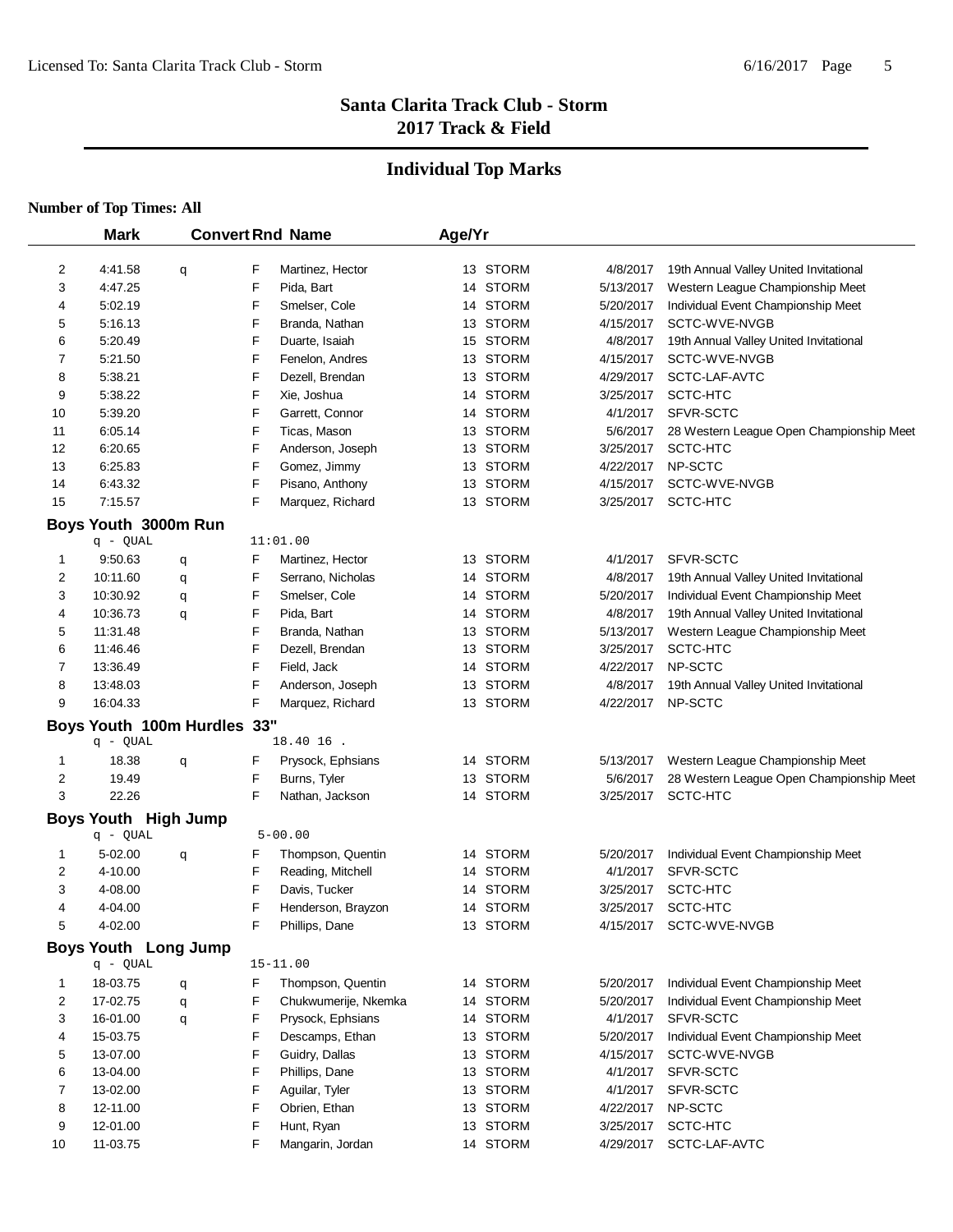# Santa Clarita Track Club - Storm
## 2017 Track & Field

## Individual Top Marks

**Number of Top Times: All**

| | Mark | Convert | Rnd | Name | Age/Yr | | | |
|---|---|---|---|---|---|---|---|---|
| 2 | 4:41.58 | q | F | Martinez, Hector | 13 | STORM | 4/8/2017 | 19th Annual Valley United Invitational |
| 3 | 4:47.25 | | F | Pida, Bart | 14 | STORM | 5/13/2017 | Western League Championship Meet |
| 4 | 5:02.19 | | F | Smelser, Cole | 14 | STORM | 5/20/2017 | Individual Event Championship Meet |
| 5 | 5:16.13 | | F | Branda, Nathan | 13 | STORM | 4/15/2017 | SCTC-WVE-NVGB |
| 6 | 5:20.49 | | F | Duarte, Isaiah | 15 | STORM | 4/8/2017 | 19th Annual Valley United Invitational |
| 7 | 5:21.50 | | F | Fenelon, Andres | 13 | STORM | 4/15/2017 | SCTC-WVE-NVGB |
| 8 | 5:38.21 | | F | Dezell, Brendan | 13 | STORM | 4/29/2017 | SCTC-LAF-AVTC |
| 9 | 5:38.22 | | F | Xie, Joshua | 14 | STORM | 3/25/2017 | SCTC-HTC |
| 10 | 5:39.20 | | F | Garrett, Connor | 14 | STORM | 4/1/2017 | SFVR-SCTC |
| 11 | 6:05.14 | | F | Ticas, Mason | 13 | STORM | 5/6/2017 | 28 Western League Open Championship Meet |
| 12 | 6:20.65 | | F | Anderson, Joseph | 13 | STORM | 3/25/2017 | SCTC-HTC |
| 13 | 6:25.83 | | F | Gomez, Jimmy | 13 | STORM | 4/22/2017 | NP-SCTC |
| 14 | 6:43.32 | | F | Pisano, Anthony | 13 | STORM | 4/15/2017 | SCTC-WVE-NVGB |
| 15 | 7:15.57 | | F | Marquez, Richard | 13 | STORM | 3/25/2017 | SCTC-HTC |

### Boys Youth 3000m Run

q - QUAL 11:01.00

| | Mark | Convert | Rnd | Name | Age/Yr | | | |
|---|---|---|---|---|---|---|---|---|
| 1 | 9:50.63 | q | F | Martinez, Hector | 13 | STORM | 4/1/2017 | SFVR-SCTC |
| 2 | 10:11.60 | q | F | Serrano, Nicholas | 14 | STORM | 4/8/2017 | 19th Annual Valley United Invitational |
| 3 | 10:30.92 | q | F | Smelser, Cole | 14 | STORM | 5/20/2017 | Individual Event Championship Meet |
| 4 | 10:36.73 | q | F | Pida, Bart | 14 | STORM | 4/8/2017 | 19th Annual Valley United Invitational |
| 5 | 11:31.48 | | F | Branda, Nathan | 13 | STORM | 5/13/2017 | Western League Championship Meet |
| 6 | 11:46.46 | | F | Dezell, Brendan | 13 | STORM | 3/25/2017 | SCTC-HTC |
| 7 | 13:36.49 | | F | Field, Jack | 14 | STORM | 4/22/2017 | NP-SCTC |
| 8 | 13:48.03 | | F | Anderson, Joseph | 13 | STORM | 4/8/2017 | 19th Annual Valley United Invitational |
| 9 | 16:04.33 | | F | Marquez, Richard | 13 | STORM | 4/22/2017 | NP-SCTC |

### Boys Youth 100m Hurdles 33"

q - QUAL 18.40 16 .

| | Mark | Convert | Rnd | Name | Age/Yr | | | |
|---|---|---|---|---|---|---|---|---|
| 1 | 18.38 | q | F | Prysock, Ephsians | 14 | STORM | 5/13/2017 | Western League Championship Meet |
| 2 | 19.49 | | F | Burns, Tyler | 13 | STORM | 5/6/2017 | 28 Western League Open Championship Meet |
| 3 | 22.26 | | F | Nathan, Jackson | 14 | STORM | 3/25/2017 | SCTC-HTC |

### Boys Youth High Jump

q - QUAL 5-00.00

| | Mark | Convert | Rnd | Name | Age/Yr | | | |
|---|---|---|---|---|---|---|---|---|
| 1 | 5-02.00 | q | F | Thompson, Quentin | 14 | STORM | 5/20/2017 | Individual Event Championship Meet |
| 2 | 4-10.00 | | F | Reading, Mitchell | 14 | STORM | 4/1/2017 | SFVR-SCTC |
| 3 | 4-08.00 | | F | Davis, Tucker | 14 | STORM | 3/25/2017 | SCTC-HTC |
| 4 | 4-04.00 | | F | Henderson, Brayzon | 14 | STORM | 3/25/2017 | SCTC-HTC |
| 5 | 4-02.00 | | F | Phillips, Dane | 13 | STORM | 4/15/2017 | SCTC-WVE-NVGB |

### Boys Youth Long Jump

q - QUAL 15-11.00

| | Mark | Convert | Rnd | Name | Age/Yr | | | |
|---|---|---|---|---|---|---|---|---|
| 1 | 18-03.75 | q | F | Thompson, Quentin | 14 | STORM | 5/20/2017 | Individual Event Championship Meet |
| 2 | 17-02.75 | q | F | Chukwumerije, Nkemka | 14 | STORM | 5/20/2017 | Individual Event Championship Meet |
| 3 | 16-01.00 | q | F | Prysock, Ephsians | 14 | STORM | 4/1/2017 | SFVR-SCTC |
| 4 | 15-03.75 | | F | Descamps, Ethan | 13 | STORM | 5/20/2017 | Individual Event Championship Meet |
| 5 | 13-07.00 | | F | Guidry, Dallas | 13 | STORM | 4/15/2017 | SCTC-WVE-NVGB |
| 6 | 13-04.00 | | F | Phillips, Dane | 13 | STORM | 4/1/2017 | SFVR-SCTC |
| 7 | 13-02.00 | | F | Aguilar, Tyler | 13 | STORM | 4/1/2017 | SFVR-SCTC |
| 8 | 12-11.00 | | F | Obrien, Ethan | 13 | STORM | 4/22/2017 | NP-SCTC |
| 9 | 12-01.00 | | F | Hunt, Ryan | 13 | STORM | 3/25/2017 | SCTC-HTC |
| 10 | 11-03.75 | | F | Mangarin, Jordan | 14 | STORM | 4/29/2017 | SCTC-LAF-AVTC |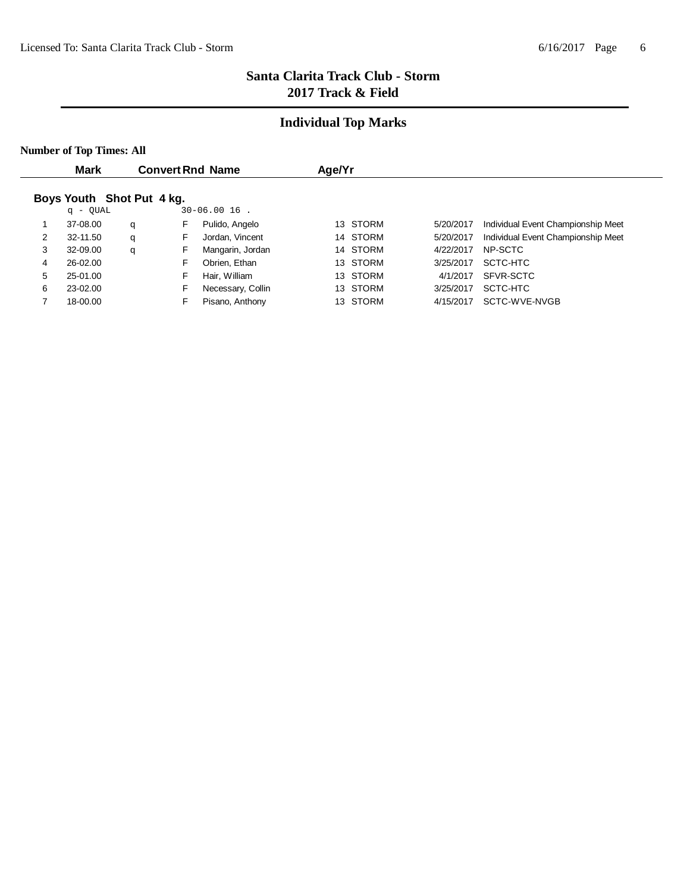# Santa Clarita Track Club - Storm
## 2017 Track & Field

## Individual Top Marks

**Number of Top Times: All**

### Boys Youth Shot Put 4 kg.

q - QUAL 30-06.00 16 .

| | Mark | Convert | Rnd | Name | Age/Yr | | | |
|---|---|---|---|---|---|---|---|---|
| 1 | 37-08.00 | q | F | Pulido, Angelo | 13 | STORM | 5/20/2017 | Individual Event Championship Meet |
| 2 | 32-11.50 | q | F | Jordan, Vincent | 14 | STORM | 5/20/2017 | Individual Event Championship Meet |
| 3 | 32-09.00 | q | F | Mangarin, Jordan | 14 | STORM | 4/22/2017 | NP-SCTC |
| 4 | 26-02.00 | | F | Obrien, Ethan | 13 | STORM | 3/25/2017 | SCTC-HTC |
| 5 | 25-01.00 | | F | Hair, William | 13 | STORM | 4/1/2017 | SFVR-SCTC |
| 6 | 23-02.00 | | F | Necessary, Collin | 13 | STORM | 3/25/2017 | SCTC-HTC |
| 7 | 18-00.00 | | F | Pisano, Anthony | 13 | STORM | 4/15/2017 | SCTC-WVE-NVGB |